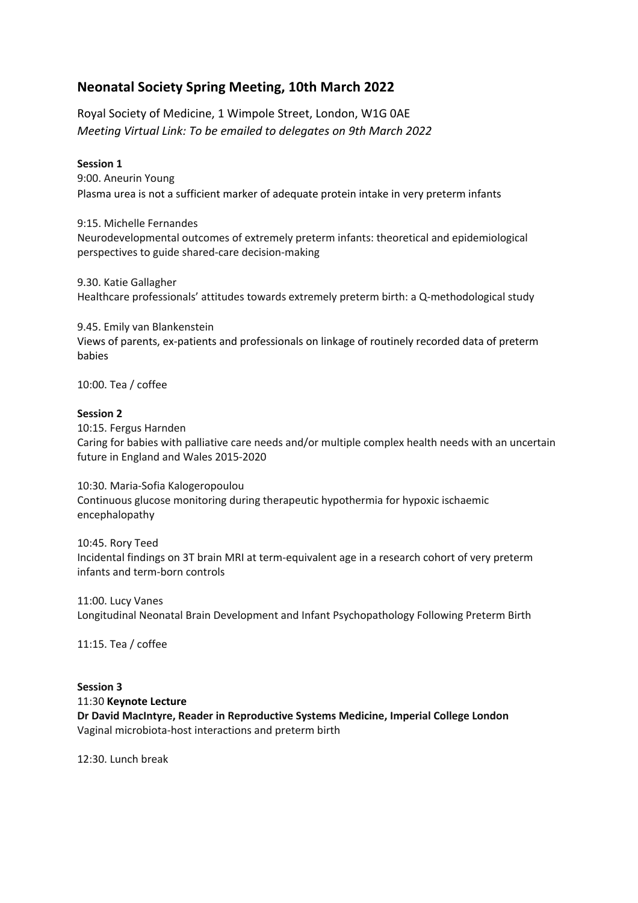## Neonatal Society Spring Meeting, 10th March 2022

Royal Society of Medicine, 1 Wimpole Street, London, W1G 0AE
*Meeting Virtual Link: To be emailed to delegates on 9th March 2022*

**Session 1**

9:00. Aneurin Young
Plasma urea is not a sufficient marker of adequate protein intake in very preterm infants

9:15. Michelle Fernandes
Neurodevelopmental outcomes of extremely preterm infants: theoretical and epidemiological perspectives to guide shared-care decision-making

9.30. Katie Gallagher
Healthcare professionals' attitudes towards extremely preterm birth: a Q-methodological study

9.45. Emily van Blankenstein
Views of parents, ex-patients and professionals on linkage of routinely recorded data of preterm babies

10:00. Tea / coffee

**Session 2**

10:15. Fergus Harnden
Caring for babies with palliative care needs and/or multiple complex health needs with an uncertain future in England and Wales 2015-2020

10:30. Maria-Sofia Kalogeropoulou
Continuous glucose monitoring during therapeutic hypothermia for hypoxic ischaemic encephalopathy

10:45. Rory Teed
Incidental findings on 3T brain MRI at term-equivalent age in a research cohort of very preterm infants and term-born controls

11:00. Lucy Vanes
Longitudinal Neonatal Brain Development and Infant Psychopathology Following Preterm Birth

11:15. Tea / coffee

**Session 3**

11:30 **Keynote Lecture**
**Dr David MacIntyre, Reader in Reproductive Systems Medicine, Imperial College London**
Vaginal microbiota-host interactions and preterm birth

12:30. Lunch break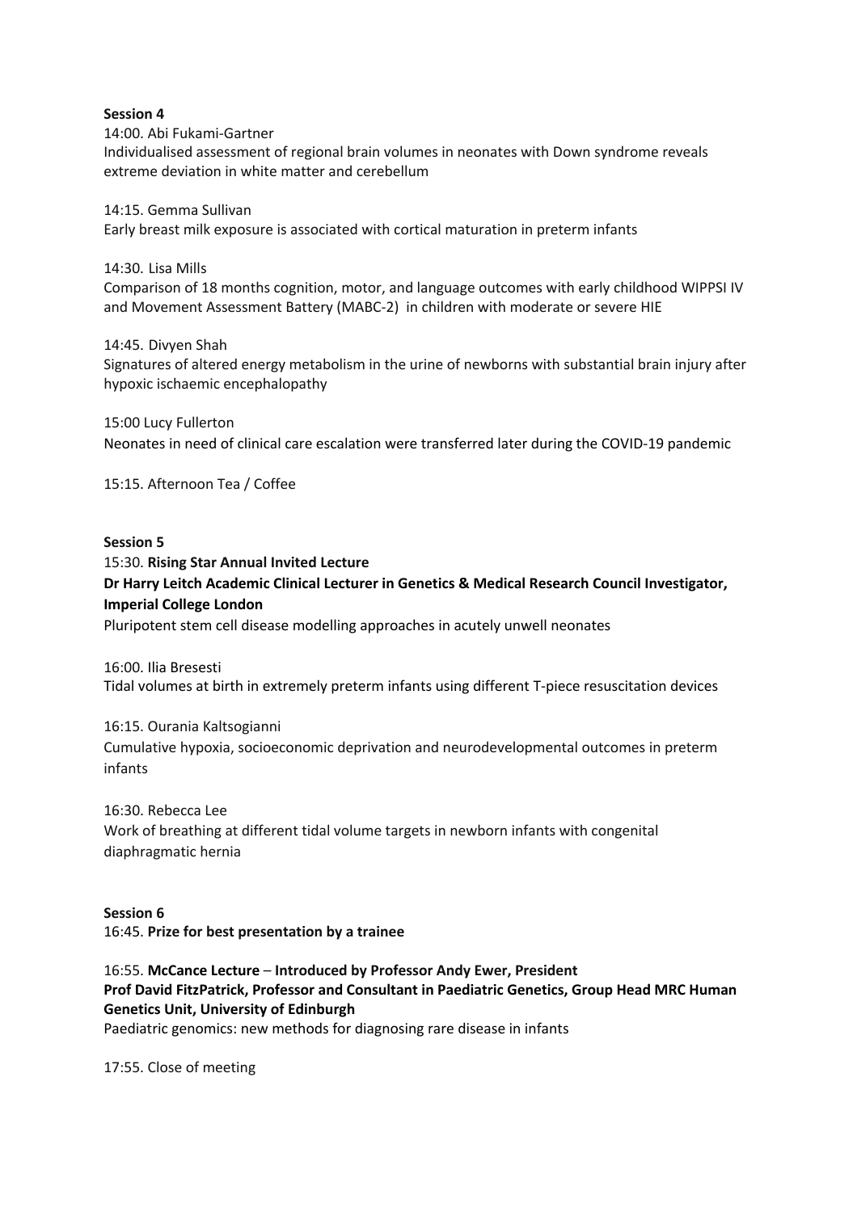**Session 4**

14:00. Abi Fukami-Gartner
Individualised assessment of regional brain volumes in neonates with Down syndrome reveals extreme deviation in white matter and cerebellum

14:15. Gemma Sullivan
Early breast milk exposure is associated with cortical maturation in preterm infants

14:30. Lisa Mills
Comparison of 18 months cognition, motor, and language outcomes with early childhood WIPPSI IV and Movement Assessment Battery (MABC-2) in children with moderate or severe HIE

14:45. Divyen Shah
Signatures of altered energy metabolism in the urine of newborns with substantial brain injury after hypoxic ischaemic encephalopathy

15:00 Lucy Fullerton
Neonates in need of clinical care escalation were transferred later during the COVID-19 pandemic

15:15. Afternoon Tea / Coffee

**Session 5**

15:30. **Rising Star Annual Invited Lecture**
**Dr Harry Leitch Academic Clinical Lecturer in Genetics & Medical Research Council Investigator, Imperial College London**
Pluripotent stem cell disease modelling approaches in acutely unwell neonates

16:00. Ilia Bresesti
Tidal volumes at birth in extremely preterm infants using different T-piece resuscitation devices

16:15. Ourania Kaltsogianni
Cumulative hypoxia, socioeconomic deprivation and neurodevelopmental outcomes in preterm infants

16:30. Rebecca Lee
Work of breathing at different tidal volume targets in newborn infants with congenital diaphragmatic hernia

**Session 6**

16:45. **Prize for best presentation by a trainee**

16:55. **McCance Lecture** – **Introduced by Professor Andy Ewer, President**
**Prof David FitzPatrick, Professor and Consultant in Paediatric Genetics, Group Head MRC Human Genetics Unit, University of Edinburgh**
Paediatric genomics: new methods for diagnosing rare disease in infants

17:55. Close of meeting